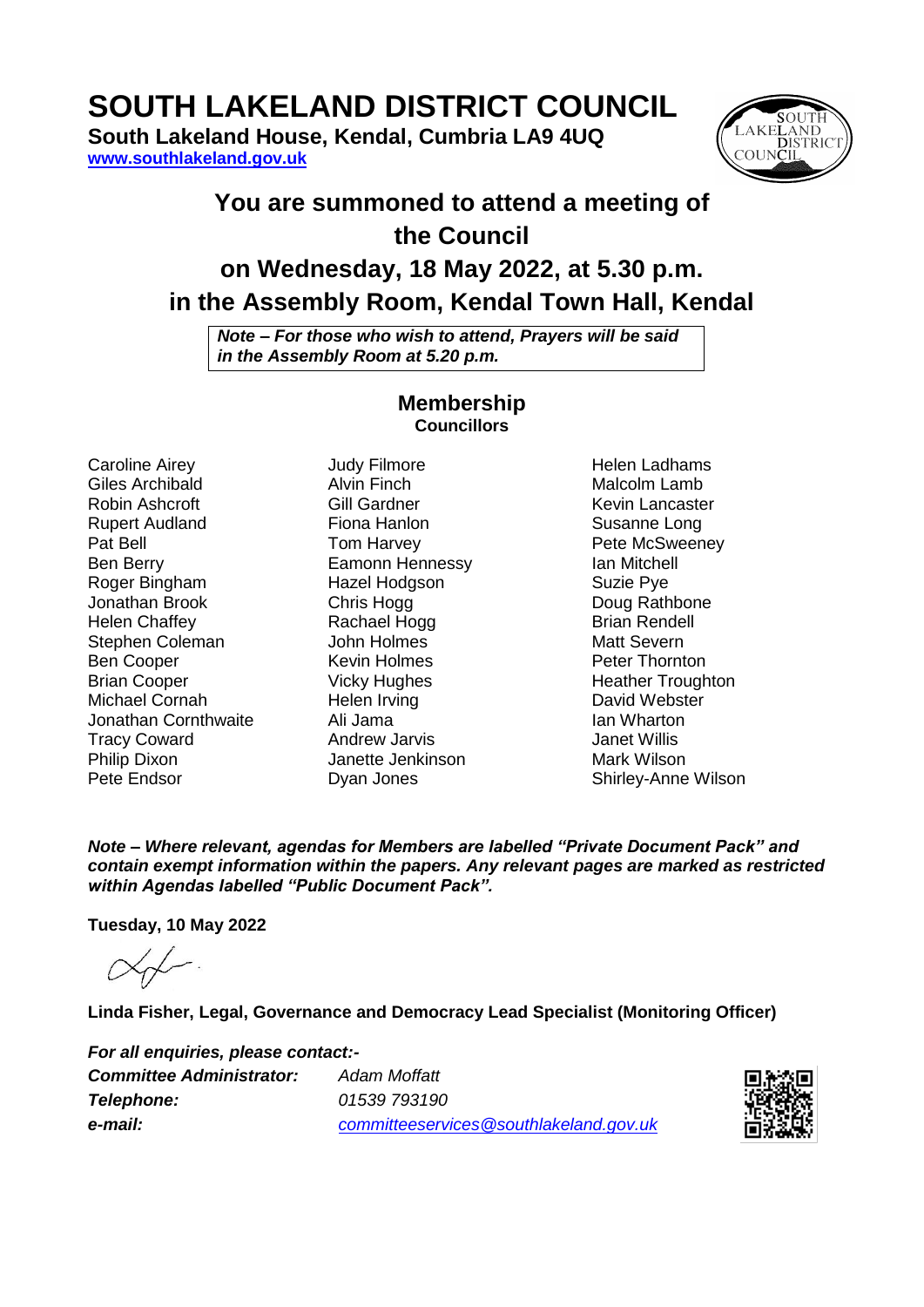# SOUTH LAKELAND DISTRICT COUNCIL

**South Lakeland House, Kendal, Cumbria LA9 4UQ**
**www.southlakeland.gov.uk**

## You are summoned to attend a meeting of the Council on Wednesday, 18 May 2022, at 5.30 p.m. in the Assembly Room, Kendal Town Hall, Kendal

***Note – For those who wish to attend, Prayers will be said in the Assembly Room at 5.20 p.m.***

### Membership

**Councillors**

Caroline Airey
Giles Archibald
Robin Ashcroft
Rupert Audland
Pat Bell
Ben Berry
Roger Bingham
Jonathan Brook
Helen Chaffey
Stephen Coleman
Ben Cooper
Brian Cooper
Michael Cornah
Jonathan Cornthwaite
Tracy Coward
Philip Dixon
Pete Endsor
Judy Filmore
Alvin Finch
Gill Gardner
Fiona Hanlon
Tom Harvey
Eamonn Hennessy
Hazel Hodgson
Chris Hogg
Rachael Hogg
John Holmes
Kevin Holmes
Vicky Hughes
Helen Irving
Ali Jama
Andrew Jarvis
Janette Jenkinson
Dyan Jones
Helen Ladhams
Malcolm Lamb
Kevin Lancaster
Susanne Long
Pete McSweeney
Ian Mitchell
Suzie Pye
Doug Rathbone
Brian Rendell
Matt Severn
Peter Thornton
Heather Troughton
David Webster
Ian Wharton
Janet Willis
Mark Wilson
Shirley-Anne Wilson

***Note – Where relevant, agendas for Members are labelled "Private Document Pack" and contain exempt information within the papers. Any relevant pages are marked as restricted within Agendas labelled "Public Document Pack".***

**Tuesday, 10 May 2022**

**Linda Fisher, Legal, Governance and Democracy Lead Specialist (Monitoring Officer)**

***For all enquiries, please contact:-***

| | |
|---|---|
| ***Committee Administrator:*** | *Adam Moffatt* |
| ***Telephone:*** | *01539 793190* |
| ***e-mail:*** | *committeeservices@southlakeland.gov.uk* |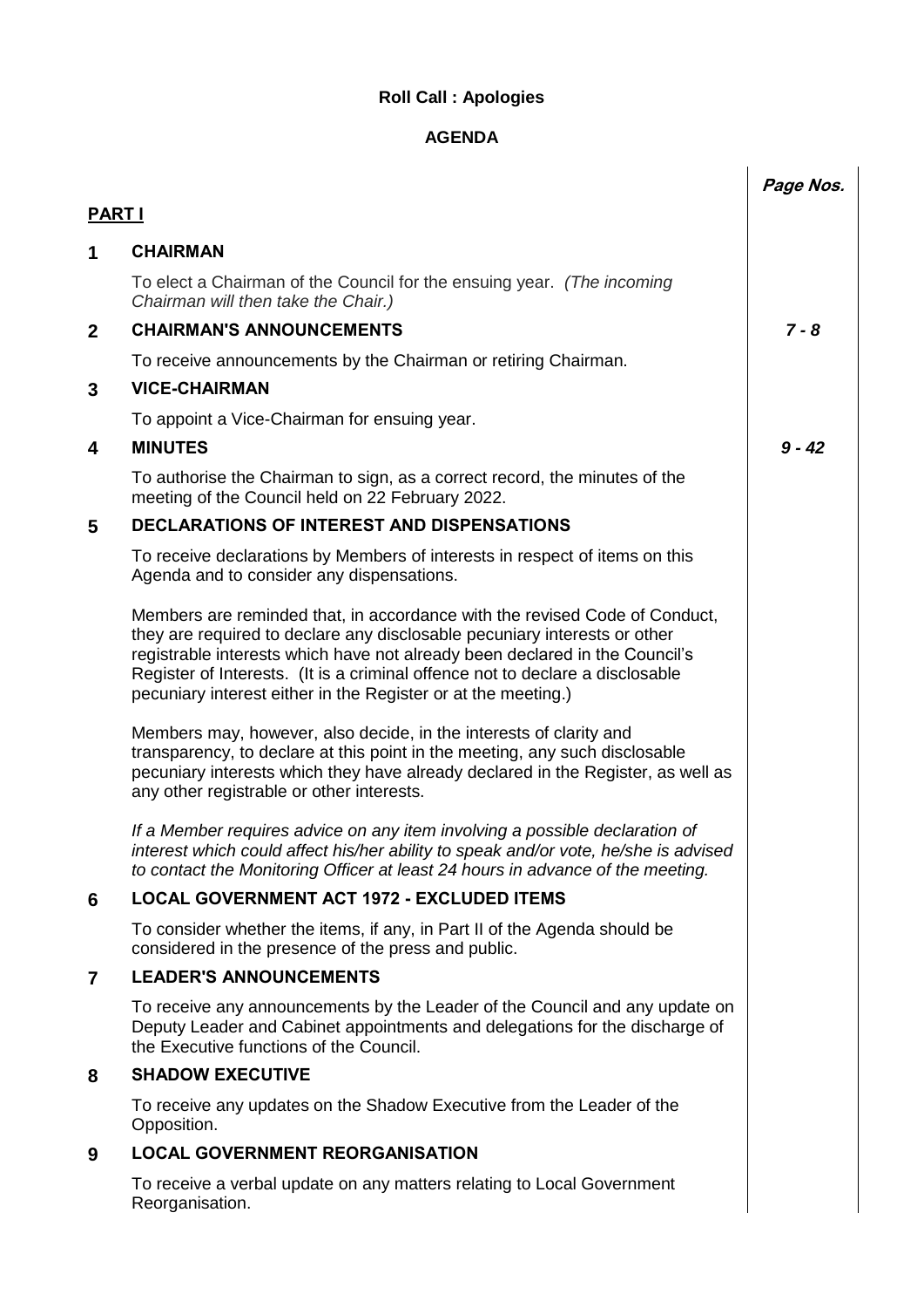**Roll Call : Apologies**

**AGENDA**

| | | Page Nos. |
|---|---|---|
| **PART I** | | |
| **1** | **CHAIRMAN**<br><br>To elect a Chairman of the Council for the ensuing year. *(The incoming Chairman will then take the Chair.)* | |
| **2** | **CHAIRMAN'S ANNOUNCEMENTS**<br><br>To receive announcements by the Chairman or retiring Chairman. | *7 - 8* |
| **3** | **VICE-CHAIRMAN**<br><br>To appoint a Vice-Chairman for ensuing year. | |
| **4** | **MINUTES**<br><br>To authorise the Chairman to sign, as a correct record, the minutes of the meeting of the Council held on 22 February 2022. | *9 - 42* |
| **5** | **DECLARATIONS OF INTEREST AND DISPENSATIONS**<br><br>To receive declarations by Members of interests in respect of items on this Agenda and to consider any dispensations.<br><br>Members are reminded that, in accordance with the revised Code of Conduct, they are required to declare any disclosable pecuniary interests or other registrable interests which have not already been declared in the Council's Register of Interests. (It is a criminal offence not to declare a disclosable pecuniary interest either in the Register or at the meeting.)<br><br>Members may, however, also decide, in the interests of clarity and transparency, to declare at this point in the meeting, any such disclosable pecuniary interests which they have already declared in the Register, as well as any other registrable or other interests.<br><br>*If a Member requires advice on any item involving a possible declaration of interest which could affect his/her ability to speak and/or vote, he/she is advised to contact the Monitoring Officer at least 24 hours in advance of the meeting.* | |
| **6** | **LOCAL GOVERNMENT ACT 1972 - EXCLUDED ITEMS**<br><br>To consider whether the items, if any, in Part II of the Agenda should be considered in the presence of the press and public. | |
| **7** | **LEADER'S ANNOUNCEMENTS**<br><br>To receive any announcements by the Leader of the Council and any update on Deputy Leader and Cabinet appointments and delegations for the discharge of the Executive functions of the Council. | |
| **8** | **SHADOW EXECUTIVE**<br><br>To receive any updates on the Shadow Executive from the Leader of the Opposition. | |
| **9** | **LOCAL GOVERNMENT REORGANISATION**<br><br>To receive a verbal update on any matters relating to Local Government Reorganisation. | |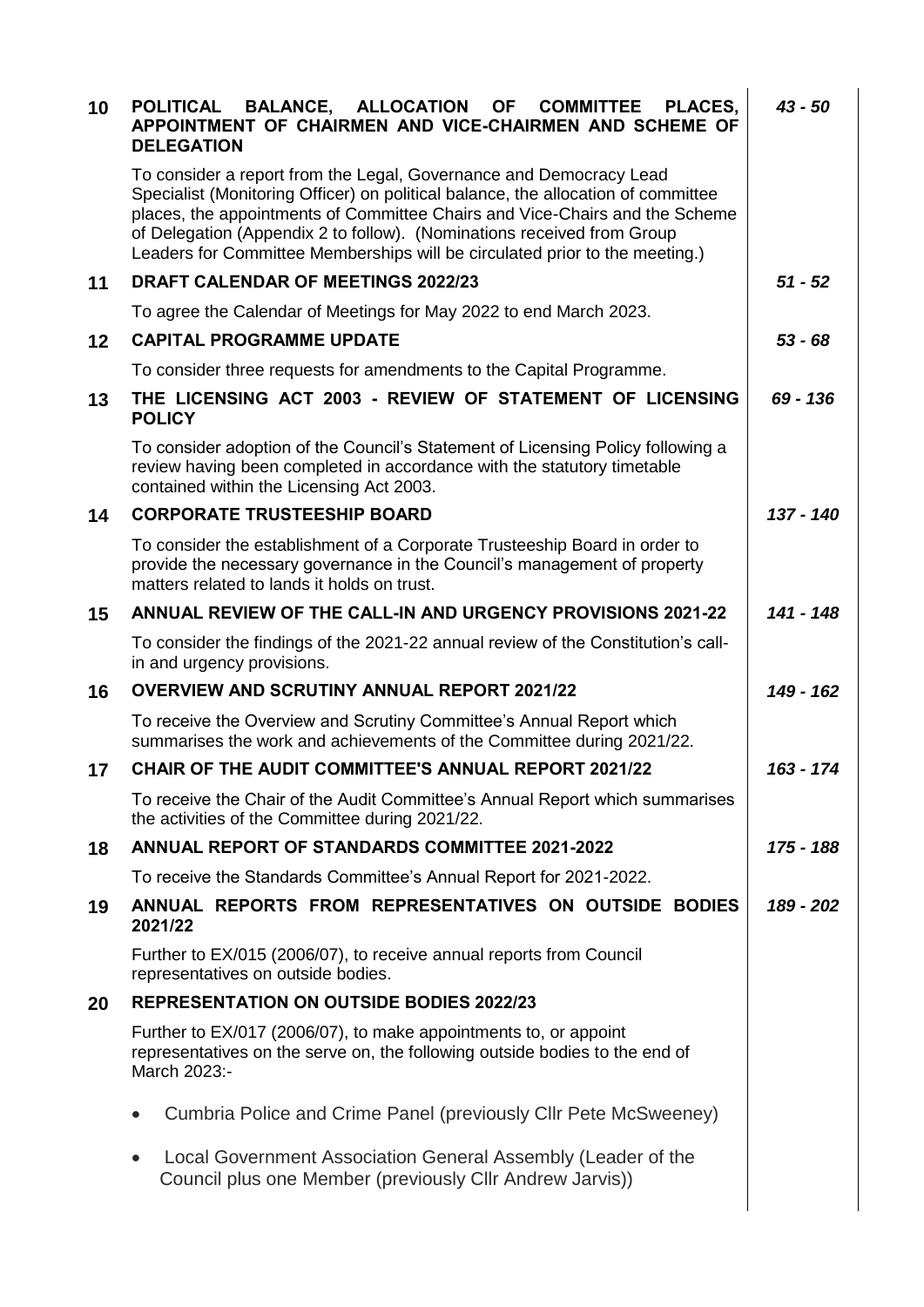| | | |
|---|---|---|
| **10** | **POLITICAL BALANCE, ALLOCATION OF COMMITTEE PLACES, APPOINTMENT OF CHAIRMEN AND VICE-CHAIRMEN AND SCHEME OF DELEGATION** | *43 - 50* |
| | To consider a report from the Legal, Governance and Democracy Lead Specialist (Monitoring Officer) on political balance, the allocation of committee places, the appointments of Committee Chairs and Vice-Chairs and the Scheme of Delegation (Appendix 2 to follow). (Nominations received from Group Leaders for Committee Memberships will be circulated prior to the meeting.) | |
| **11** | **DRAFT CALENDAR OF MEETINGS 2022/23** | *51 - 52* |
| | To agree the Calendar of Meetings for May 2022 to end March 2023. | |
| **12** | **CAPITAL PROGRAMME UPDATE** | *53 - 68* |
| | To consider three requests for amendments to the Capital Programme. | |
| **13** | **THE LICENSING ACT 2003 - REVIEW OF STATEMENT OF LICENSING POLICY** | *69 - 136* |
| | To consider adoption of the Council's Statement of Licensing Policy following a review having been completed in accordance with the statutory timetable contained within the Licensing Act 2003. | |
| **14** | **CORPORATE TRUSTEESHIP BOARD** | *137 - 140* |
| | To consider the establishment of a Corporate Trusteeship Board in order to provide the necessary governance in the Council's management of property matters related to lands it holds on trust. | |
| **15** | **ANNUAL REVIEW OF THE CALL-IN AND URGENCY PROVISIONS 2021-22** | *141 - 148* |
| | To consider the findings of the 2021-22 annual review of the Constitution's call-in and urgency provisions. | |
| **16** | **OVERVIEW AND SCRUTINY ANNUAL REPORT 2021/22** | *149 - 162* |
| | To receive the Overview and Scrutiny Committee's Annual Report which summarises the work and achievements of the Committee during 2021/22. | |
| **17** | **CHAIR OF THE AUDIT COMMITTEE'S ANNUAL REPORT 2021/22** | *163 - 174* |
| | To receive the Chair of the Audit Committee's Annual Report which summarises the activities of the Committee during 2021/22. | |
| **18** | **ANNUAL REPORT OF STANDARDS COMMITTEE 2021-2022** | *175 - 188* |
| | To receive the Standards Committee's Annual Report for 2021-2022. | |
| **19** | **ANNUAL REPORTS FROM REPRESENTATIVES ON OUTSIDE BODIES 2021/22** | *189 - 202* |
| | Further to EX/015 (2006/07), to receive annual reports from Council representatives on outside bodies. | |
| **20** | **REPRESENTATION ON OUTSIDE BODIES 2022/23** | |
| | Further to EX/017 (2006/07), to make appointments to, or appoint representatives on the serve on, the following outside bodies to the end of March 2023:-<br><br>• Cumbria Police and Crime Panel (previously Cllr Pete McSweeney)<br><br>• Local Government Association General Assembly (Leader of the Council plus one Member (previously Cllr Andrew Jarvis)) | |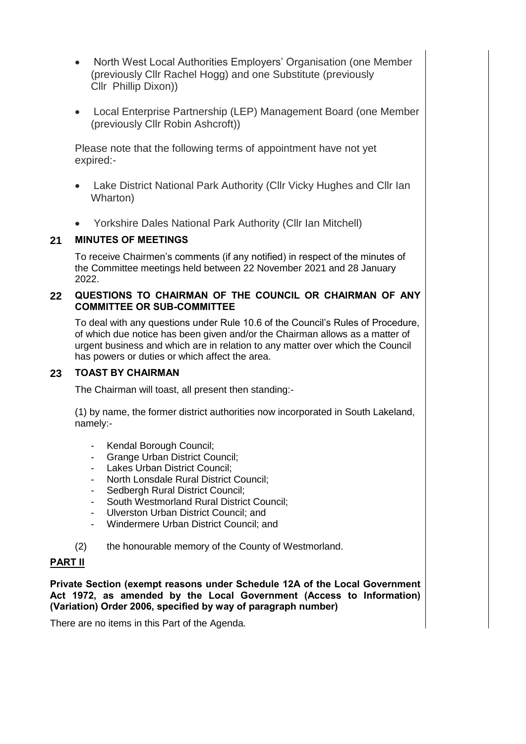- North West Local Authorities Employers' Organisation (one Member (previously Cllr Rachel Hogg) and one Substitute (previously Cllr Phillip Dixon))

- Local Enterprise Partnership (LEP) Management Board (one Member (previously Cllr Robin Ashcroft))

Please note that the following terms of appointment have not yet expired:-

- Lake District National Park Authority (Cllr Vicky Hughes and Cllr Ian Wharton)

- Yorkshire Dales National Park Authority (Cllr Ian Mitchell)

**21 MINUTES OF MEETINGS**

To receive Chairmen's comments (if any notified) in respect of the minutes of the Committee meetings held between 22 November 2021 and 28 January 2022.

**22 QUESTIONS TO CHAIRMAN OF THE COUNCIL OR CHAIRMAN OF ANY COMMITTEE OR SUB-COMMITTEE**

To deal with any questions under Rule 10.6 of the Council's Rules of Procedure, of which due notice has been given and/or the Chairman allows as a matter of urgent business and which are in relation to any matter over which the Council has powers or duties or which affect the area.

**23 TOAST BY CHAIRMAN**

The Chairman will toast, all present then standing:-

(1) by name, the former district authorities now incorporated in South Lakeland, namely:-

- Kendal Borough Council;
- Grange Urban District Council;
- Lakes Urban District Council;
- North Lonsdale Rural District Council;
- Sedbergh Rural District Council;
- South Westmorland Rural District Council;
- Ulverston Urban District Council; and
- Windermere Urban District Council; and

(2) the honourable memory of the County of Westmorland.

**PART II**

**Private Section (exempt reasons under Schedule 12A of the Local Government Act 1972, as amended by the Local Government (Access to Information) (Variation) Order 2006, specified by way of paragraph number)**

There are no items in this Part of the Agenda.